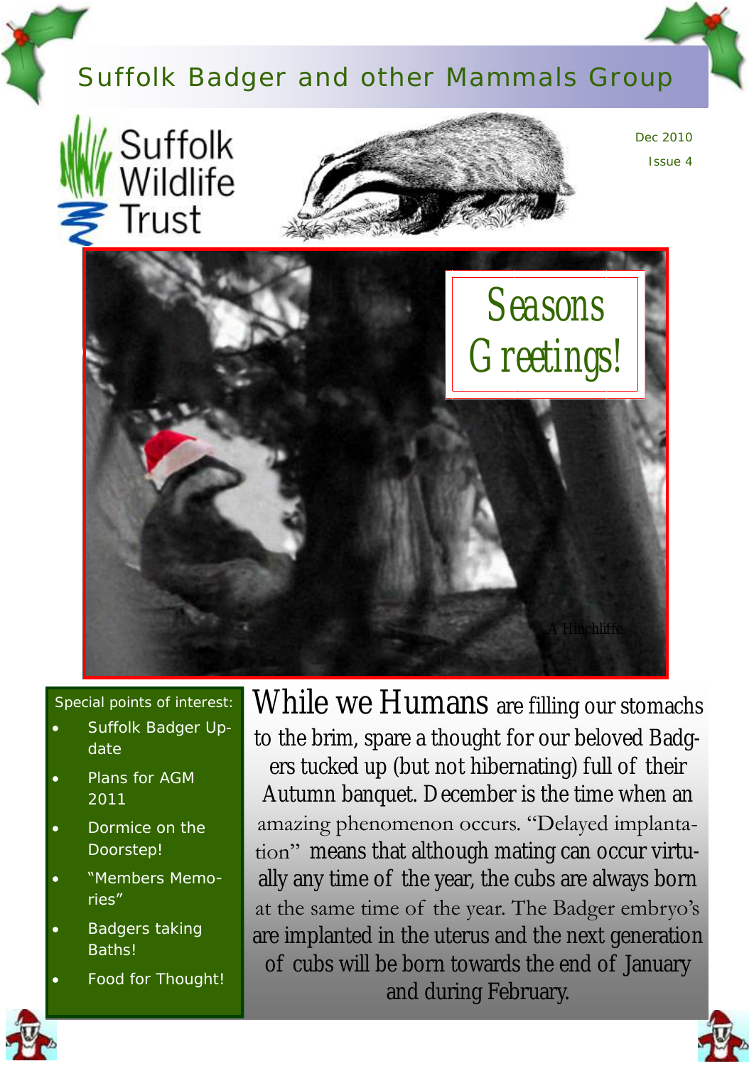# Suffolk Badger and other Mammals Group

Suffolk Wildlife Trust

Dec 2010

Issue 4

Seasons Greetings!

A Hinchliffe

**Special points of interest:**

- Suffolk Badger Update
- Plans for AGM 2011
- Dormice on the Doorstep!
- "Members Memories"
- Badgers taking Baths!
- Food for Thought!

While we Humans are filling our stomachs to the brim, spare a thought for our beloved Badgers tucked up (but not hibernating) full of their Autumn banquet. December is the time when an amazing phenomenon occurs. "Delayed implantation" means that although mating can occur virtually any time of the year, the cubs are always born at the same time of the year. The Badger embryo's are implanted in the uterus and the next generation of cubs will be born towards the end of January and during February.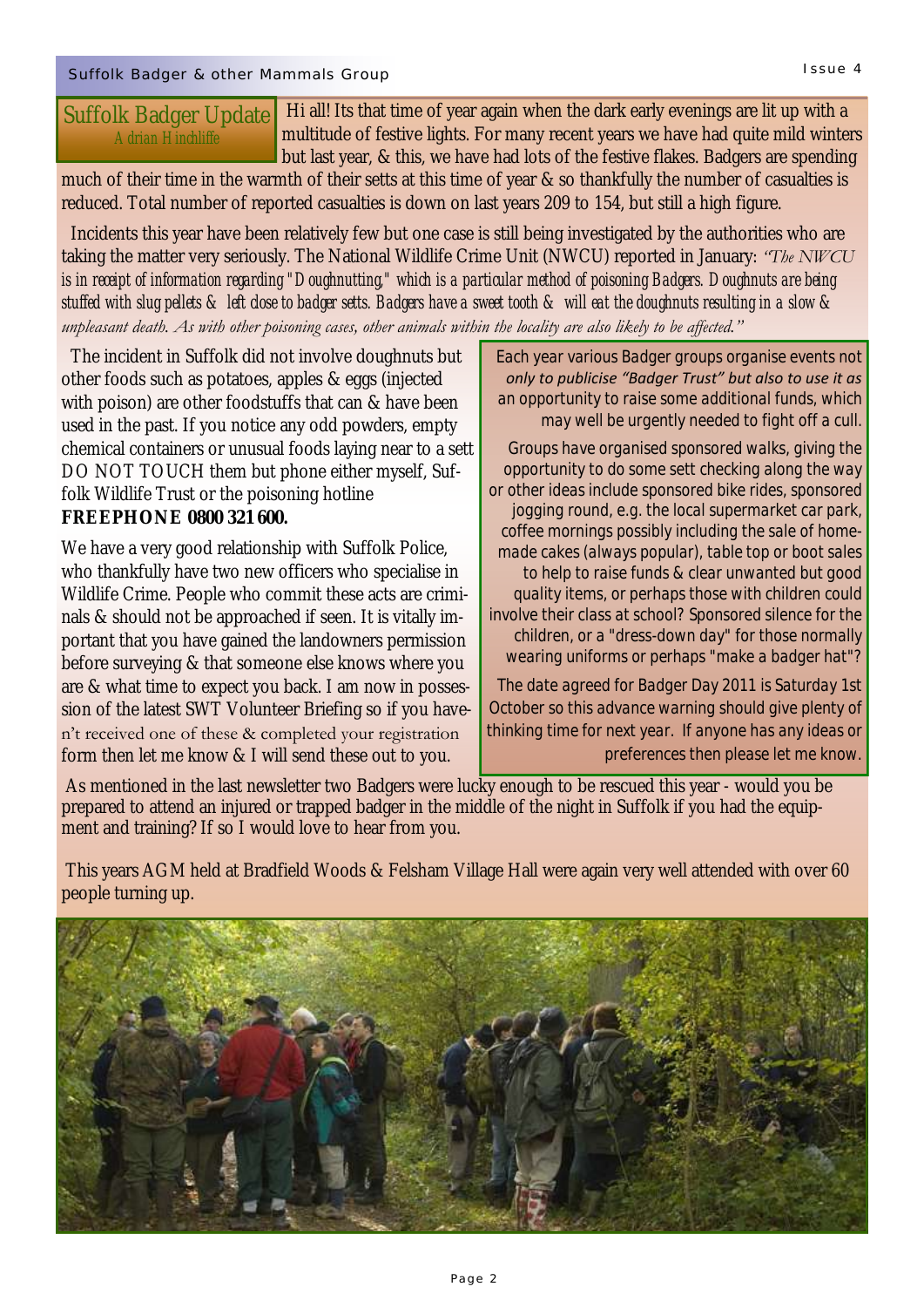## Suffolk Badger Update

Adrian Hinchliffe

Hi all! Its that time of year again when the dark early evenings are lit up with a multitude of festive lights. For many recent years we have had quite mild winters but last year, & this, we have had lots of the festive flakes. Badgers are spending much of their time in the warmth of their setts at this time of year & so thankfully the number of casualties is reduced. Total number of reported casualties is down on last years 209 to 154, but still a high figure.

Incidents this year have been relatively few but one case is still being investigated by the authorities who are taking the matter very seriously. The National Wildlife Crime Unit (NWCU) reported in January: *"The NWCU is in receipt of information regarding "Doughnutting," which is a particular method of poisoning Badgers. Doughnuts are being stuffed with slug pellets & left close to badger setts. Badgers have a sweet tooth & will eat the doughnuts resulting in a slow & unpleasant death. As with other poisoning cases, other animals within the locality are also likely to be affected."*

The incident in Suffolk did not involve doughnuts but other foods such as potatoes, apples & eggs (injected with poison) are other foodstuffs that can & have been used in the past. If you notice any odd powders, empty chemical containers or unusual foods laying near to a sett DO NOT TOUCH them but phone either myself, Suffolk Wildlife Trust or the poisoning hotline **FREEPHONE 0800 321 600.**

We have a very good relationship with Suffolk Police, who thankfully have two new officers who specialise in Wildlife Crime. People who commit these acts are criminals & should not be approached if seen. It is vitally important that you have gained the landowners permission before surveying & that someone else knows where you are & what time to expect you back. I am now in possession of the latest SWT Volunteer Briefing so if you haven't received one of these & completed your registration form then let me know & I will send these out to you.

Each year various Badger groups organise events not only to publicise *"Badger Trust"* but also to use it as an opportunity to raise some additional funds, which may well be urgently needed to fight off a cull.

Groups have organised sponsored walks, giving the opportunity to do some sett checking along the way or other ideas include sponsored bike rides, sponsored jogging round, e.g. the local supermarket car park, coffee mornings possibly including the sale of home-made cakes (always popular), table top or boot sales to help to raise funds & clear unwanted but good quality items, or perhaps those with children could involve their class at school? Sponsored silence for the children, or a "dress-down day" for those normally wearing uniforms or perhaps "make a badger hat"?

The date agreed for Badger Day 2011 is Saturday 1st October so this advance warning should give plenty of thinking time for next year. If anyone has any ideas or preferences then please let me know.

As mentioned in the last newsletter two Badgers were lucky enough to be rescued this year - would you be prepared to attend an injured or trapped badger in the middle of the night in Suffolk if you had the equipment and training? If so I would love to hear from you.

This years AGM held at Bradfield Woods & Felsham Village Hall were again very well attended with over 60 people turning up.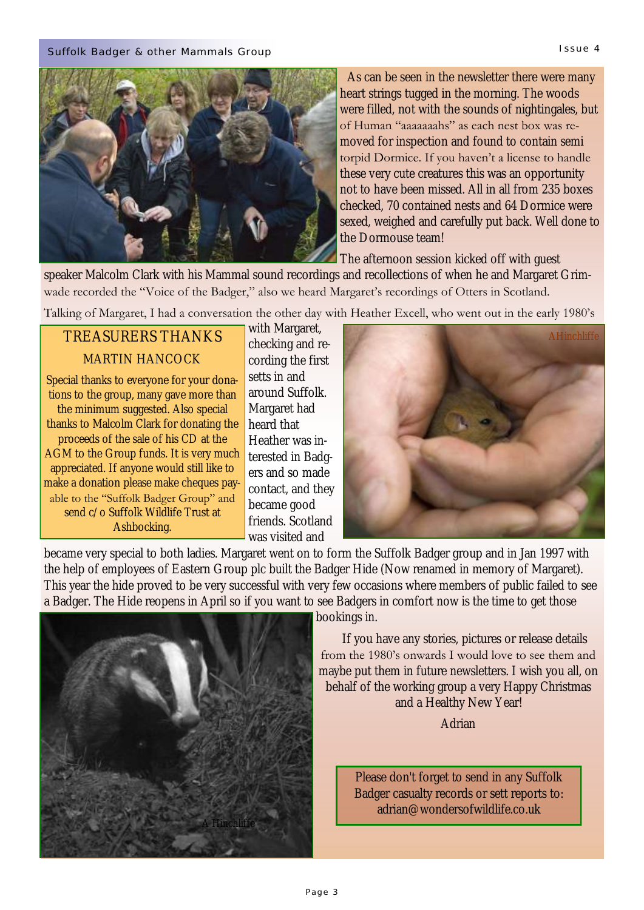As can be seen in the newsletter there were many heart strings tugged in the morning. The woods were filled, not with the sounds of nightingales, but of Human "aaaaaaahs" as each nest box was removed for inspection and found to contain semi torpid Dormice. If you haven't a license to handle these very cute creatures this was an opportunity not to have been missed. All in all from 235 boxes checked, 70 contained nests and 64 Dormice were sexed, weighed and carefully put back. Well done to the Dormouse team!

The afternoon session kicked off with guest speaker Malcolm Clark with his Mammal sound recordings and recollections of when he and Margaret Grimwade recorded the "Voice of the Badger," also we heard Margaret's recordings of Otters in Scotland.

Talking of Margaret, I had a conversation the other day with Heather Excell, who went out in the early 1980's with Margaret, checking and recording the first setts in and around Suffolk. Margaret had heard that Heather was interested in Badgers and so made contact, and they became good friends. Scotland was visited and became very special to both ladies. Margaret went on to form the Suffolk Badger group and in Jan 1997 with the help of employees of Eastern Group plc built the Badger Hide (Now renamed in memory of Margaret). This year the hide proved to be very successful with very few occasions where members of public failed to see a Badger. The Hide reopens in April so if you want to see Badgers in comfort now is the time to get those bookings in.

If you have any stories, pictures or release details from the 1980's onwards I would love to see them and maybe put them in future newsletters. I wish you all, on behalf of the working group a very Happy Christmas and a Healthy New Year!

Adrian

## TREASURERS THANKS

### MARTIN HANCOCK

Special thanks to everyone for your donations to the group, many gave more than the minimum suggested. Also special thanks to Malcolm Clark for donating the proceeds of the sale of his CD at the AGM to the Group funds. It is very much appreciated. If anyone would still like to make a donation please make cheques payable to the "Suffolk Badger Group" and send c/o Suffolk Wildlife Trust at Ashbocking.

AHinchliffe

A Hinchliffe

Please don't forget to send in any Suffolk Badger casualty records or sett reports to: adrian@wondersofwildlife.co.uk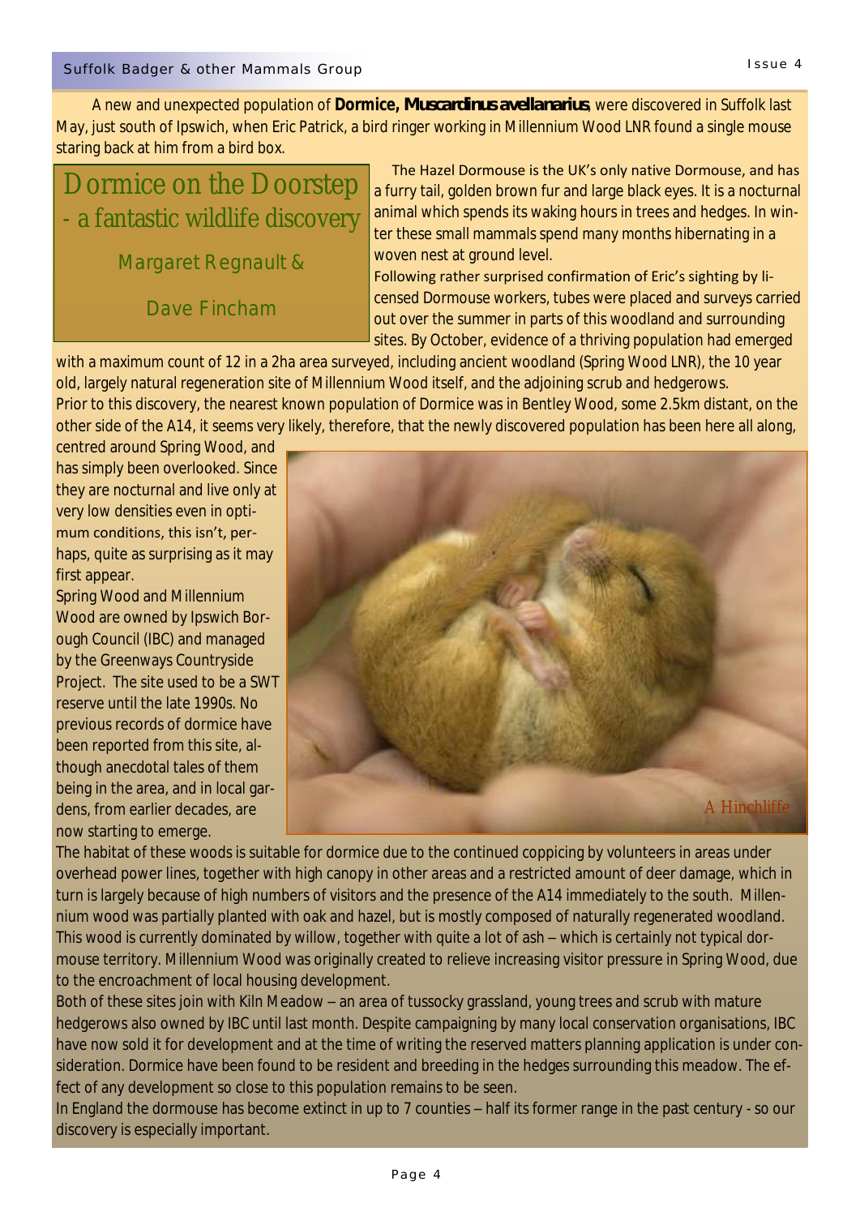A new and unexpected population of **Dormice, *Muscardinus avellanarius***, were discovered in Suffolk last May, just south of Ipswich, when Eric Patrick, a bird ringer working in Millennium Wood LNR found a single mouse staring back at him from a bird box.

# Dormice on the Doorstep - a fantastic wildlife discovery

Margaret Regnault &

Dave Fincham

The Hazel Dormouse is the UK's only native Dormouse, and has a furry tail, golden brown fur and large black eyes. It is a nocturnal animal which spends its waking hours in trees and hedges. In winter these small mammals spend many months hibernating in a woven nest at ground level.

Following rather surprised confirmation of Eric's sighting by licensed Dormouse workers, tubes were placed and surveys carried out over the summer in parts of this woodland and surrounding sites. By October, evidence of a thriving population had emerged with a maximum count of 12 in a 2ha area surveyed, including ancient woodland (Spring Wood LNR), the 10 year old, largely natural regeneration site of Millennium Wood itself, and the adjoining scrub and hedgerows.

Prior to this discovery, the nearest known population of Dormice was in Bentley Wood, some 2.5km distant, on the other side of the A14, it seems very likely, therefore, that the newly discovered population has been here all along, centred around Spring Wood, and has simply been overlooked. Since they are nocturnal and live only at very low densities even in optimum conditions, this isn't, perhaps, quite as surprising as it may first appear.

Spring Wood and Millennium Wood are owned by Ipswich Borough Council (IBC) and managed by the Greenways Countryside Project. The site used to be a SWT reserve until the late 1990s. No previous records of dormice have been reported from this site, although anecdotal tales of them being in the area, and in local gardens, from earlier decades, are now starting to emerge.

A Hinchliffe

The habitat of these woods is suitable for dormice due to the continued coppicing by volunteers in areas under overhead power lines, together with high canopy in other areas and a restricted amount of deer damage, which in turn is largely because of high numbers of visitors and the presence of the A14 immediately to the south. Millennium wood was partially planted with oak and hazel, but is mostly composed of naturally regenerated woodland. This wood is currently dominated by willow, together with quite a lot of ash – which is certainly not typical dormouse territory. Millennium Wood was originally created to relieve increasing visitor pressure in Spring Wood, due to the encroachment of local housing development.

Both of these sites join with Kiln Meadow – an area of tussocky grassland, young trees and scrub with mature hedgerows also owned by IBC until last month. Despite campaigning by many local conservation organisations, IBC have now sold it for development and at the time of writing the reserved matters planning application is under consideration. Dormice have been found to be resident and breeding in the hedges surrounding this meadow. The effect of any development so close to this population remains to be seen.

In England the dormouse has become extinct in up to 7 counties – half its former range in the past century - so our discovery is especially important.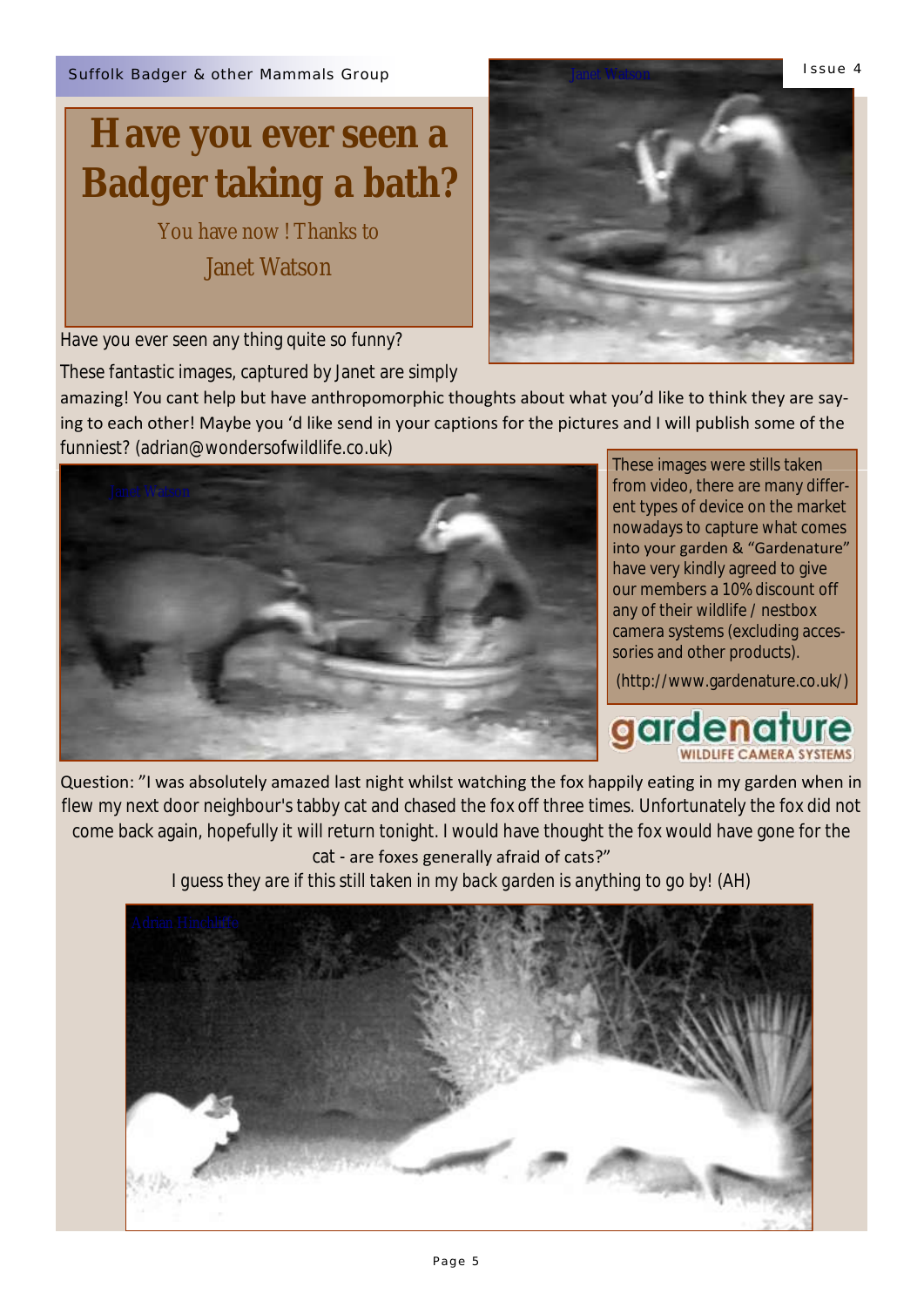# Have you ever seen a Badger taking a bath?

You have now ! Thanks to

Janet Watson

Have you ever seen any thing quite so funny?

These fantastic images, captured by Janet are simply amazing! You cant help but have anthropomorphic thoughts about what you'd like to think they are saying to each other! Maybe you 'd like send in your captions for the pictures and I will publish some of the funniest? (adrian@wondersofwildlife.co.uk)

These images were stills taken from video, there are many different types of device on the market nowadays to capture what comes into your garden & "Gardenature" have very kindly agreed to give our members a 10% discount off any of their wildlife / nestbox camera systems (excluding accessories and other products).

(http://www.gardenature.co.uk/)

Question: "I was absolutely amazed last night whilst watching the fox happily eating in my garden when in flew my next door neighbour's tabby cat and chased the fox off three times. Unfortunately the fox did not come back again, hopefully it will return tonight. I would have thought the fox would have gone for the cat - are foxes generally afraid of cats?"

I guess they are if this still taken in my back garden is anything to go by! (AH)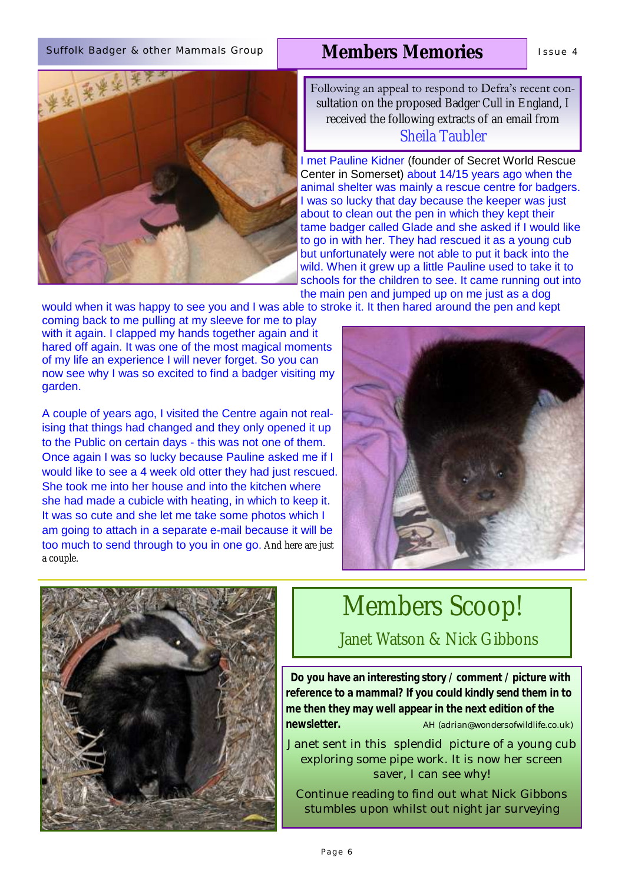# Members Memories

Following an appeal to respond to Defra's recent consultation on the proposed Badger Cull in England, I received the following extracts of an email from

Sheila Taubler

I met Pauline Kidner (founder of Secret World Rescue Center in Somerset) about 14/15 years ago when the animal shelter was mainly a rescue centre for badgers. I was so lucky that day because the keeper was just about to clean out the pen in which they kept their tame badger called Glade and she asked if I would like to go in with her. They had rescued it as a young cub but unfortunately were not able to put it back into the wild. When it grew up a little Pauline used to take it to schools for the children to see. It came running out into the main pen and jumped up on me just as a dog would when it was happy to see you and I was able to stroke it. It then hared around the pen and kept coming back to me pulling at my sleeve for me to play with it again. I clapped my hands together again and it hared off again. It was one of the most magical moments of my life an experience I will never forget. So you can now see why I was so excited to find a badger visiting my garden.

A couple of years ago, I visited the Centre again not realising that things had changed and they only opened it up to the Public on certain days - this was not one of them. Once again I was so lucky because Pauline asked me if I would like to see a 4 week old otter they had just rescued. She took me into her house and into the kitchen where she had made a cubicle with heating, in which to keep it. It was so cute and she let me take some photos which I am going to attach in a separate e-mail because it will be too much to send through to you in one go. And here are just a couple.

# Members Scoop!

## Janet Watson & Nick Gibbons

**Do you have an interesting story / comment / picture with reference to a mammal? If you could kindly send them in to me then they may well appear in the next edition of the newsletter.** AH (adrian@wondersofwildlife.co.uk)

Janet sent in this splendid picture of a young cub exploring some pipe work. It is now her screen saver, I can see why!

Continue reading to find out what Nick Gibbons stumbles upon whilst night jar surveying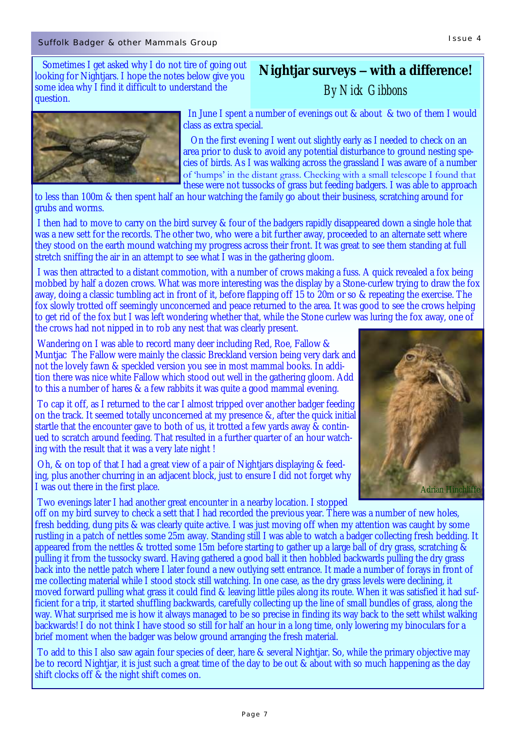# Nightjar surveys – with a difference!

*By Nick Gibbons*

Sometimes I get asked why I do not tire of going out looking for Nightjars. I hope the notes below give you some idea why I find it difficult to understand the question.

In June I spent a number of evenings out & about & two of them I would class as extra special.

On the first evening I went out slightly early as I needed to check on an area prior to dusk to avoid any potential disturbance to ground nesting species of birds. As I was walking across the grassland I was aware of a number of 'humps' in the distant grass. Checking with a small telescope I found that these were not tussocks of grass but feeding badgers. I was able to approach to less than 100m & then spent half an hour watching the family go about their business, scratching around for grubs and worms.

I then had to move to carry on the bird survey & four of the badgers rapidly disappeared down a single hole that was a new sett for the records. The other two, who were a bit further away, proceeded to an alternate sett where they stood on the earth mound watching my progress across their front. It was great to see them standing at full stretch sniffing the air in an attempt to see what I was in the gathering gloom.

I was then attracted to a distant commotion, with a number of crows making a fuss. A quick revealed a fox being mobbed by half a dozen crows. What was more interesting was the display by a Stone-curlew trying to draw the fox away, doing a classic tumbling act in front of it, before flapping off 15 to 20m or so & repeating the exercise. The fox slowly trotted off seemingly unconcerned and peace returned to the area. It was good to see the crows helping to get rid of the fox but I was left wondering whether that, while the Stone curlew was luring the fox away, one of the crows had not nipped in to rob any nest that was clearly present.

Wandering on I was able to record many deer including Red, Roe, Fallow & Muntjac The Fallow were mainly the classic Breckland version being very dark and not the lovely fawn & speckled version you see in most mammal books. In addition there was nice white Fallow which stood out well in the gathering gloom. Add to this a number of hares & a few rabbits it was quite a good mammal evening.

To cap it off, as I returned to the car I almost tripped over another badger feeding on the track. It seemed totally unconcerned at my presence &, after the quick initial startle that the encounter gave to both of us, it trotted a few yards away & continued to scratch around feeding. That resulted in a further quarter of an hour watching with the result that it was a very late night !

Oh, & on top of that I had a great view of a pair of Nightjars displaying & feeding, plus another churring in an adjacent block, just to ensure I did not forget why I was out there in the first place.

Adrian Hinchliffe

Two evenings later I had another great encounter in a nearby location. I stopped off on my bird survey to check a sett that I had recorded the previous year. There was a number of new holes, fresh bedding, dung pits & was clearly quite active. I was just moving off when my attention was caught by some rustling in a patch of nettles some 25m away. Standing still I was able to watch a badger collecting fresh bedding. It appeared from the nettles & trotted some 15m before starting to gather up a large ball of dry grass, scratching & pulling it from the tussocky sward. Having gathered a good ball it then hobbled backwards pulling the dry grass back into the nettle patch where I later found a new outlying sett entrance. It made a number of forays in front of me collecting material while I stood stock still watching. In one case, as the dry grass levels were declining, it moved forward pulling what grass it could find & leaving little piles along its route. When it was satisfied it had sufficient for a trip, it started shuffling backwards, carefully collecting up the line of small bundles of grass, along the way. What surprised me is how it always managed to be so precise in finding its way back to the sett whilst walking backwards! I do not think I have stood so still for half an hour in a long time, only lowering my binoculars for a brief moment when the badger was below ground arranging the fresh material.

To add to this I also saw again four species of deer, hare & several Nightjar. So, while the primary objective may be to record Nightjar, it is just such a great time of the day to be out & about with so much happening as the day shift clocks off & the night shift comes on.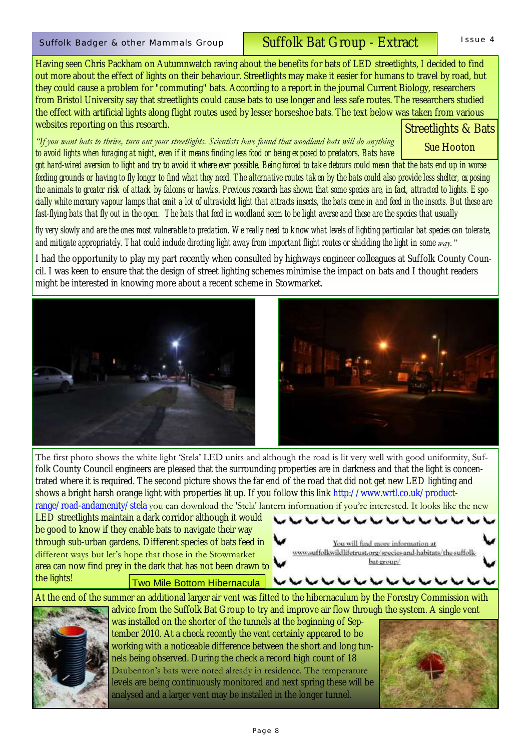## Streetlights & Bats

Sue Hooton

Having seen Chris Packham on Autumnwatch raving about the benefits for bats of LED streetlights, I decided to find out more about the effect of lights on their behaviour. Streetlights may make it easier for humans to travel by road, but they could cause a problem for "commuting" bats. According to a report in the journal Current Biology, researchers from Bristol University say that streetlights could cause bats to use longer and less safe routes. The researchers studied the effect with artificial lights along flight routes used by lesser horseshoe bats. The text below was taken from various websites reporting on this research.

*"If you want bats to thrive, turn out your streetlights. Scientists have found that woodland bats will do anything to avoid lights when foraging at night, even if it means finding less food or being exposed to predators. Bats have got hard-wired aversion to light and try to avoid it where ever possible. Being forced to take detours could mean that the bats end up in worse feeding grounds or having to fly longer to find what they need. The alternative routes taken by the bats could also provide less shelter, exposing the animals to greater risk of attack by falcons or hawks. Previous research has shown that some species are, in fact, attracted to lights. Especially white mercury vapour lamps that emit a lot of ultraviolet light that attracts insects, the bats come in and feed in the insects. But these are fast-flying bats that fly out in the open. The bats that feed in woodland seem to be light averse and these are the species that usually fly very slowly and are the ones most vulnerable to predation. We really need to know what levels of lighting particular bat species can tolerate, and mitigate appropriately. That could include directing light away from important flight routes or shielding the light in some way."*

I had the opportunity to play my part recently when consulted by highways engineer colleagues at Suffolk County Council. I was keen to ensure that the design of street lighting schemes minimise the impact on bats and I thought readers might be interested in knowing more about a recent scheme in Stowmarket.

The first photo shows the white light 'Stela' LED units and although the road is lit very well with good uniformity, Suffolk County Council engineers are pleased that the surrounding properties are in darkness and that the light is concentrated where it is required. The second picture shows the far end of the road that did not get new LED lighting and shows a bright harsh orange light with properties lit up. If you follow this link http://www.wrtl.co.uk/product-range/road-andamenity/stela you can download the 'Stela' lantern information if you're interested. It looks like the new LED streetlights maintain a dark corridor although it would be good to know if they enable bats to navigate their way through sub-urban gardens. Different species of bats feed in different ways but let's hope that those in the Stowmarket area can now find prey in the dark that has not been drawn to the lights!

You will find more information at www.suffolkwildlifetrust.org/species-and-habitats/the-suffolk-bat-group/

## Two Mile Bottom Hibernacula

At the end of the summer an additional larger air vent was fitted to the hibernaculum by the Forestry Commission with advice from the Suffolk Bat Group to try and improve air flow through the system. A single vent was installed on the shorter of the tunnels at the beginning of September 2010. At a check recently the vent certainly appeared to be working with a noticeable difference between the short and long tunnels being observed. During the check a record high count of 18 Daubenton's bats were noted already in residence. The temperature levels are being continuously monitored and next spring these will be analysed and a larger vent may be installed in the longer tunnel.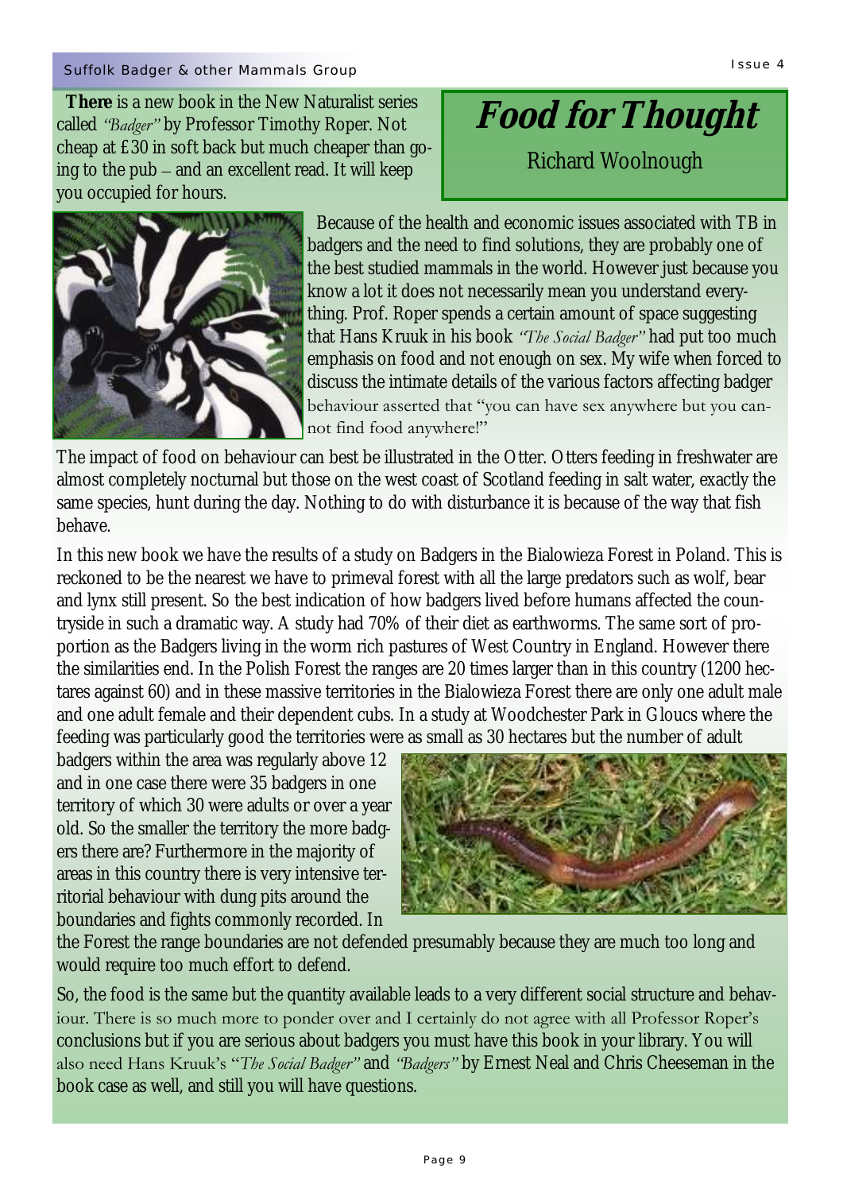**There** is a new book in the New Naturalist series called *"Badger"* by Professor Timothy Roper. Not cheap at £30 in soft back but much cheaper than going to the pub – and an excellent read. It will keep you occupied for hours.

# *Food for Thought*

Richard Woolnough

Because of the health and economic issues associated with TB in badgers and the need to find solutions, they are probably one of the best studied mammals in the world. However just because you know a lot it does not necessarily mean you understand everything. Prof. Roper spends a certain amount of space suggesting that Hans Kruuk in his book *"The Social Badger"* had put too much emphasis on food and not enough on sex. My wife when forced to discuss the intimate details of the various factors affecting badger behaviour asserted that "you can have sex anywhere but you cannot find food anywhere!"

The impact of food on behaviour can best be illustrated in the Otter. Otters feeding in freshwater are almost completely nocturnal but those on the west coast of Scotland feeding in salt water, exactly the same species, hunt during the day. Nothing to do with disturbance it is because of the way that fish behave.

In this new book we have the results of a study on Badgers in the Bialowieza Forest in Poland. This is reckoned to be the nearest we have to primeval forest with all the large predators such as wolf, bear and lynx still present. So the best indication of how badgers lived before humans affected the countryside in such a dramatic way. A study had 70% of their diet as earthworms. The same sort of proportion as the Badgers living in the worm rich pastures of West Country in England. However there the similarities end. In the Polish Forest the ranges are 20 times larger than in this country (1200 hectares against 60) and in these massive territories in the Bialowieza Forest there are only one adult male and one adult female and their dependent cubs. In a study at Woodchester Park in Gloucs where the feeding was particularly good the territories were as small as 30 hectares but the number of adult badgers within the area was regularly above 12 and in one case there were 35 badgers in one territory of which 30 were adults or over a year old. So the smaller the territory the more badgers there are? Furthermore in the majority of areas in this country there is very intensive territorial behaviour with dung pits around the boundaries and fights commonly recorded. In the Forest the range boundaries are not defended presumably because they are much too long and would require too much effort to defend.

So, the food is the same but the quantity available leads to a very different social structure and behaviour. There is so much more to ponder over and I certainly do not agree with all Professor Roper's conclusions but if you are serious about badgers you must have this book in your library. You will also need Hans Kruuk's "*The Social Badger"* and *"Badgers"* by Ernest Neal and Chris Cheeseman in the book case as well, and still you will have questions.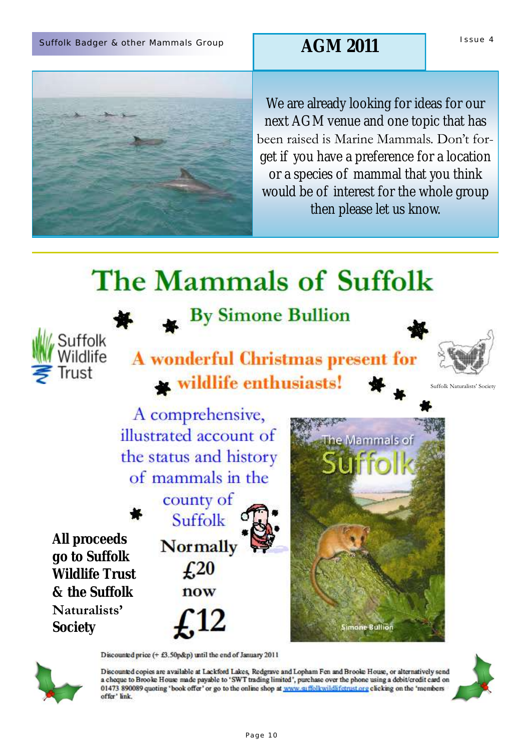## AGM 2011

We are already looking for ideas for our next AGM venue and one topic that has been raised is Marine Mammals. Don't forget if you have a preference for a location or a species of mammal that you think would be of interest for the whole group then please let us know.

# The Mammals of Suffolk

## By Simone Bullion

Suffolk Wildlife Trust

Suffolk Naturalists' Society

**A wonderful Christmas present for wildlife enthusiasts!**

A comprehensive, illustrated account of the status and history of mammals in the county of Suffolk

**Normally £20 now £12**

**All proceeds go to Suffolk Wildlife Trust & the Suffolk Naturalists' Society**

Discounted price (+ £3.50p&p) until the end of January 2011

Discounted copies are available at Lackford Lakes, Redgrave and Lopham Fen and Brooke House, or alternatively send a cheque to Brooke House made payable to 'SWT trading limited', purchase over the phone using a debit/credit card on 01473 890089 quoting 'book offer' or go to the online shop at www.suffolkwildlifetrust.org clicking on the 'members offer' link.